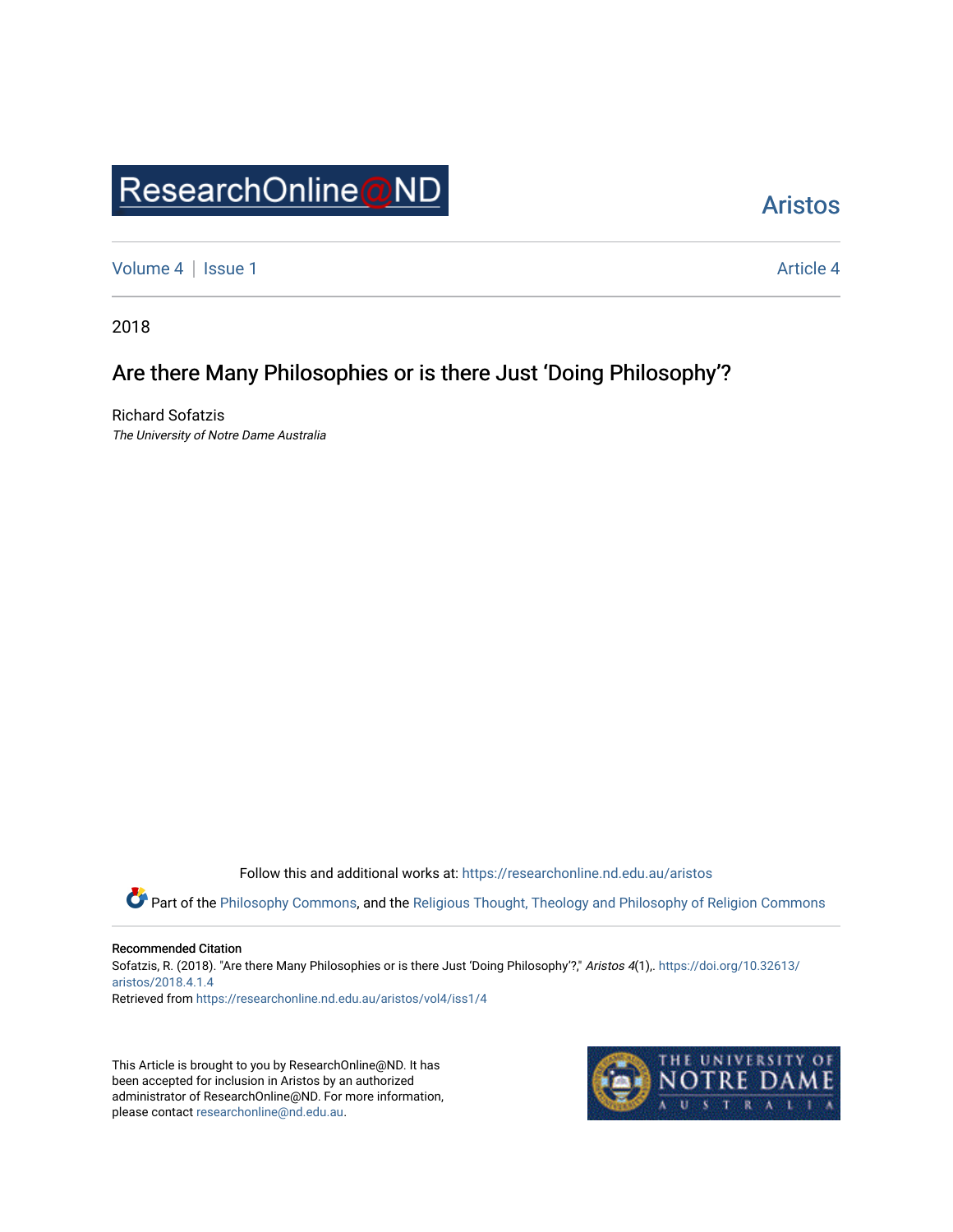ResearchOnline@ND

Aristos

Volume 4 | Issue 1 Article 4

2018

# Are there Many Philosophies or is there Just 'Doing Philosophy'?

Richard Sofatzis
*The University of Notre Dame Australia*

Follow this and additional works at: https://researchonline.nd.edu.au/aristos

Part of the Philosophy Commons, and the Religious Thought, Theology and Philosophy of Religion Commons

Recommended Citation
Sofatzis, R. (2018). "Are there Many Philosophies or is there Just 'Doing Philosophy'?," *Aristos 4*(1),. https://doi.org/10.32613/aristos/2018.4.1.4
Retrieved from https://researchonline.nd.edu.au/aristos/vol4/iss1/4

This Article is brought to you by ResearchOnline@ND. It has been accepted for inclusion in Aristos by an authorized administrator of ResearchOnline@ND. For more information, please contact researchonline@nd.edu.au.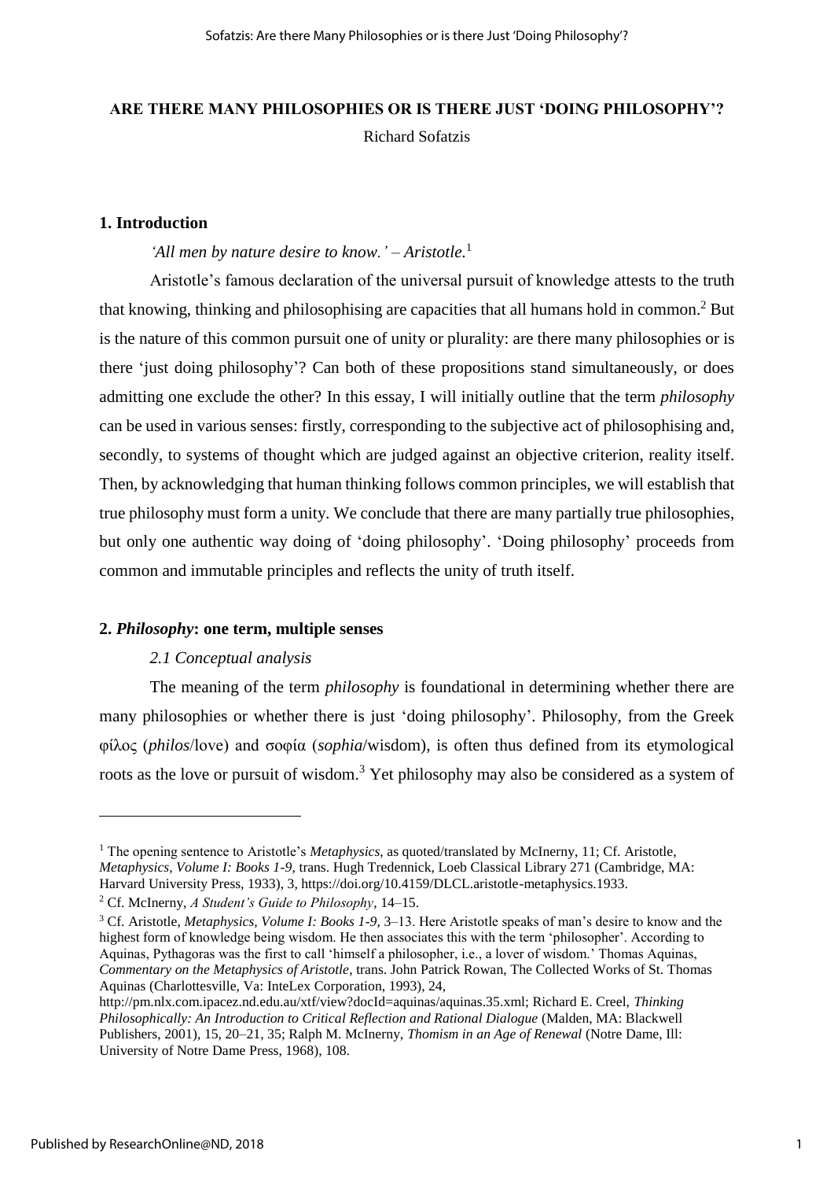# ARE THERE MANY PHILOSOPHIES OR IS THERE JUST 'DOING PHILOSOPHY'?

Richard Sofatzis

## 1. Introduction

*'All men by nature desire to know.' – Aristotle.*[1]

Aristotle's famous declaration of the universal pursuit of knowledge attests to the truth that knowing, thinking and philosophising are capacities that all humans hold in common.[2] But is the nature of this common pursuit one of unity or plurality: are there many philosophies or is there 'just doing philosophy'? Can both of these propositions stand simultaneously, or does admitting one exclude the other? In this essay, I will initially outline that the term *philosophy* can be used in various senses: firstly, corresponding to the subjective act of philosophising and, secondly, to systems of thought which are judged against an objective criterion, reality itself. Then, by acknowledging that human thinking follows common principles, we will establish that true philosophy must form a unity. We conclude that there are many partially true philosophies, but only one authentic way doing of 'doing philosophy'. 'Doing philosophy' proceeds from common and immutable principles and reflects the unity of truth itself.

## 2. *Philosophy*: one term, multiple senses

### *2.1 Conceptual analysis*

The meaning of the term *philosophy* is foundational in determining whether there are many philosophies or whether there is just 'doing philosophy'. Philosophy, from the Greek φίλος (*philos*/love) and σοφία (*sophia*/wisdom), is often thus defined from its etymological roots as the love or pursuit of wisdom.[3] Yet philosophy may also be considered as a system of

---

[1] The opening sentence to Aristotle's *Metaphysics*, as quoted/translated by McInerny, 11; Cf. Aristotle, *Metaphysics, Volume I: Books 1-9*, trans. Hugh Tredennick, Loeb Classical Library 271 (Cambridge, MA: Harvard University Press, 1933), 3, https://doi.org/10.4159/DLCL.aristotle-metaphysics.1933.

[2] Cf. McInerny, *A Student's Guide to Philosophy*, 14–15.

[3] Cf. Aristotle, *Metaphysics, Volume I: Books 1-9*, 3–13. Here Aristotle speaks of man's desire to know and the highest form of knowledge being wisdom. He then associates this with the term 'philosopher'. According to Aquinas, Pythagoras was the first to call 'himself a philosopher, i.e., a lover of wisdom.' Thomas Aquinas, *Commentary on the Metaphysics of Aristotle*, trans. John Patrick Rowan, The Collected Works of St. Thomas Aquinas (Charlottesville, Va: InteLex Corporation, 1993), 24, http://pm.nlx.com.ipacez.nd.edu.au/xtf/view?docId=aquinas/aquinas.35.xml; Richard E. Creel, *Thinking Philosophically: An Introduction to Critical Reflection and Rational Dialogue* (Malden, MA: Blackwell Publishers, 2001), 15, 20–21, 35; Ralph M. McInerny, *Thomism in an Age of Renewal* (Notre Dame, Ill: University of Notre Dame Press, 1968), 108.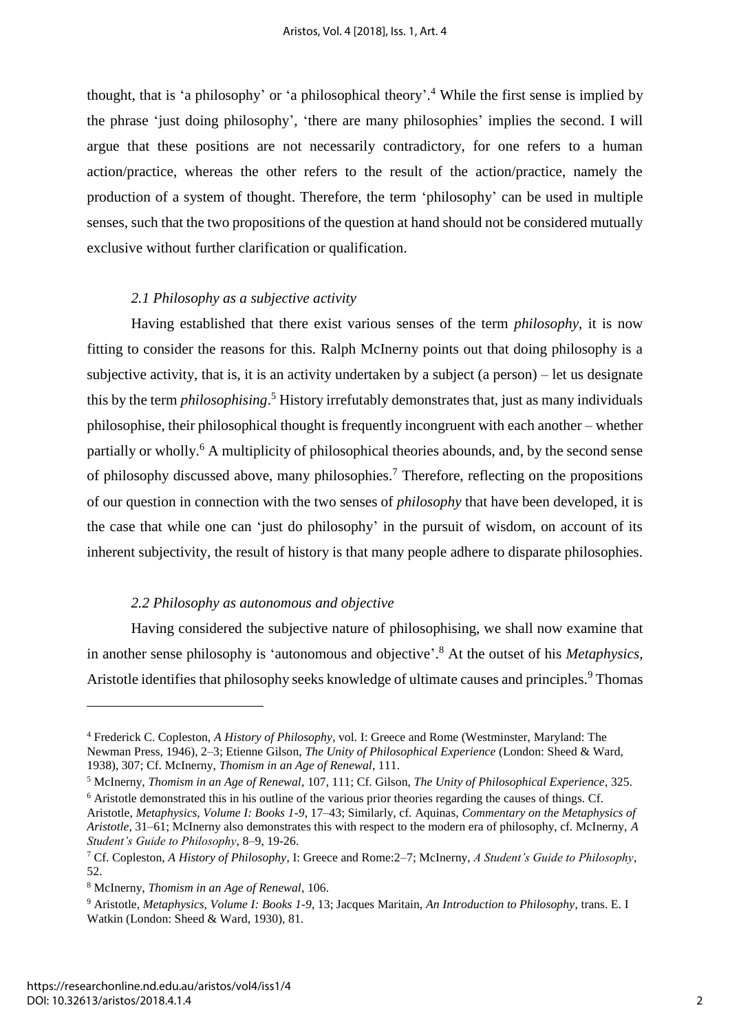thought, that is 'a philosophy' or 'a philosophical theory'.[4] While the first sense is implied by the phrase 'just doing philosophy', 'there are many philosophies' implies the second. I will argue that these positions are not necessarily contradictory, for one refers to a human action/practice, whereas the other refers to the result of the action/practice, namely the production of a system of thought. Therefore, the term 'philosophy' can be used in multiple senses, such that the two propositions of the question at hand should not be considered mutually exclusive without further clarification or qualification.

### *2.1 Philosophy as a subjective activity*

Having established that there exist various senses of the term *philosophy*, it is now fitting to consider the reasons for this. Ralph McInerny points out that doing philosophy is a subjective activity, that is, it is an activity undertaken by a subject (a person) – let us designate this by the term *philosophising*.[5] History irrefutably demonstrates that, just as many individuals philosophise, their philosophical thought is frequently incongruent with each another – whether partially or wholly.[6] A multiplicity of philosophical theories abounds, and, by the second sense of philosophy discussed above, many philosophies.[7] Therefore, reflecting on the propositions of our question in connection with the two senses of *philosophy* that have been developed, it is the case that while one can 'just do philosophy' in the pursuit of wisdom, on account of its inherent subjectivity, the result of history is that many people adhere to disparate philosophies.

### *2.2 Philosophy as autonomous and objective*

Having considered the subjective nature of philosophising, we shall now examine that in another sense philosophy is 'autonomous and objective'.[8] At the outset of his *Metaphysics,* Aristotle identifies that philosophy seeks knowledge of ultimate causes and principles.[9] Thomas

---

[4] Frederick C. Copleston, *A History of Philosophy*, vol. I: Greece and Rome (Westminster, Maryland: The Newman Press, 1946), 2–3; Etienne Gilson, *The Unity of Philosophical Experience* (London: Sheed & Ward, 1938), 307; Cf. McInerny, *Thomism in an Age of Renewal*, 111.

[5] McInerny, *Thomism in an Age of Renewal*, 107, 111; Cf. Gilson, *The Unity of Philosophical Experience*, 325.

[6] Aristotle demonstrated this in his outline of the various prior theories regarding the causes of things. Cf. Aristotle, *Metaphysics, Volume I: Books 1-9*, 17–43; Similarly, cf. Aquinas, *Commentary on the Metaphysics of Aristotle*, 31–61; McInerny also demonstrates this with respect to the modern era of philosophy, cf. McInerny, *A Student's Guide to Philosophy*, 8–9, 19-26.

[7] Cf. Copleston, *A History of Philosophy*, I: Greece and Rome:2–7; McInerny, *A Student's Guide to Philosophy*, 52.

[8] McInerny, *Thomism in an Age of Renewal*, 106.

[9] Aristotle, *Metaphysics, Volume I: Books 1-9*, 13; Jacques Maritain, *An Introduction to Philosophy*, trans. E. I Watkin (London: Sheed & Ward, 1930), 81.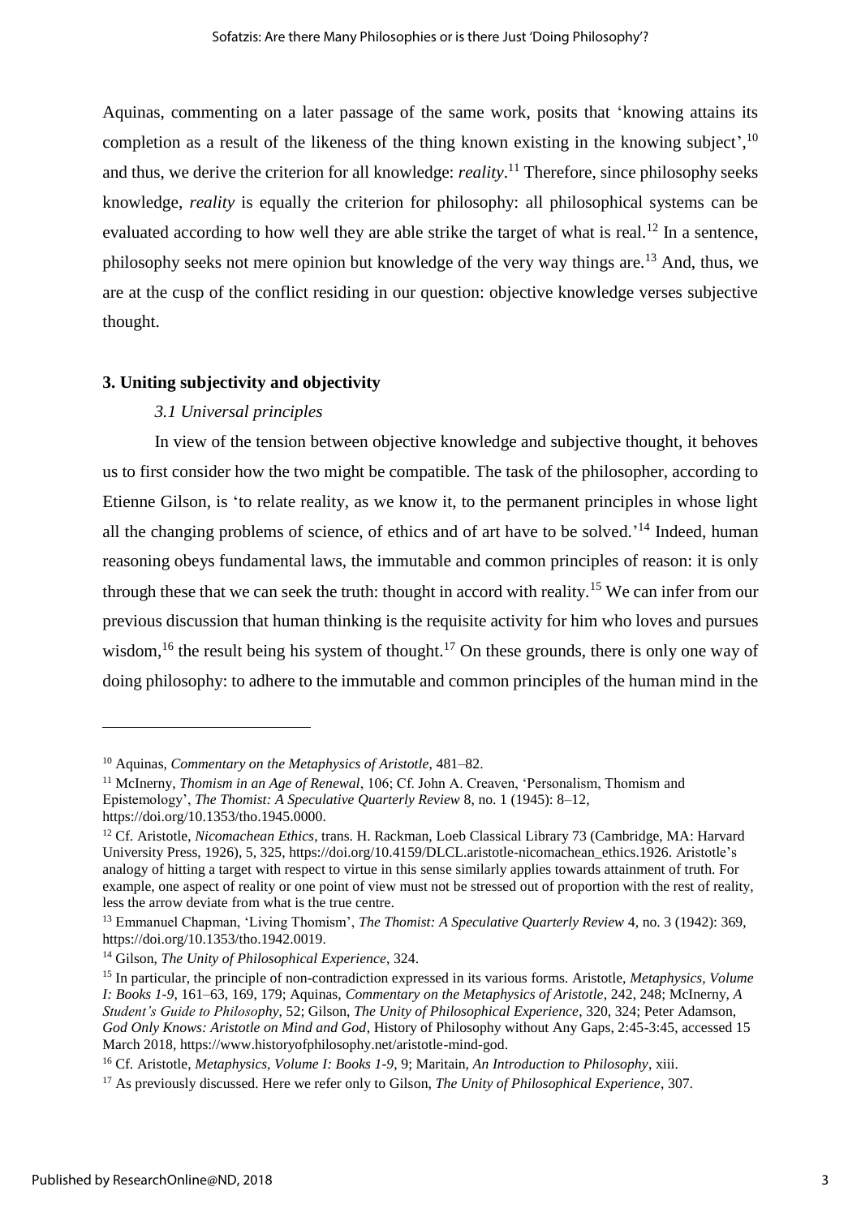Aquinas, commenting on a later passage of the same work, posits that 'knowing attains its completion as a result of the likeness of the thing known existing in the knowing subject',[10] and thus, we derive the criterion for all knowledge: *reality*.[11] Therefore, since philosophy seeks knowledge, *reality* is equally the criterion for philosophy: all philosophical systems can be evaluated according to how well they are able strike the target of what is real.[12] In a sentence, philosophy seeks not mere opinion but knowledge of the very way things are.[13] And, thus, we are at the cusp of the conflict residing in our question: objective knowledge verses subjective thought.

## 3. Uniting subjectivity and objectivity

### *3.1 Universal principles*

In view of the tension between objective knowledge and subjective thought, it behoves us to first consider how the two might be compatible. The task of the philosopher, according to Etienne Gilson, is 'to relate reality, as we know it, to the permanent principles in whose light all the changing problems of science, of ethics and of art have to be solved.'[14] Indeed, human reasoning obeys fundamental laws, the immutable and common principles of reason: it is only through these that we can seek the truth: thought in accord with reality.[15] We can infer from our previous discussion that human thinking is the requisite activity for him who loves and pursues wisdom,[16] the result being his system of thought.[17] On these grounds, there is only one way of doing philosophy: to adhere to the immutable and common principles of the human mind in the

---

[10] Aquinas, *Commentary on the Metaphysics of Aristotle*, 481–82.

[11] McInerny, *Thomism in an Age of Renewal*, 106; Cf. John A. Creaven, 'Personalism, Thomism and Epistemology', *The Thomist: A Speculative Quarterly Review* 8, no. 1 (1945): 8–12, https://doi.org/10.1353/tho.1945.0000.

[12] Cf. Aristotle, *Nicomachean Ethics*, trans. H. Rackman, Loeb Classical Library 73 (Cambridge, MA: Harvard University Press, 1926), 5, 325, https://doi.org/10.4159/DLCL.aristotle-nicomachean_ethics.1926. Aristotle's analogy of hitting a target with respect to virtue in this sense similarly applies towards attainment of truth. For example, one aspect of reality or one point of view must not be stressed out of proportion with the rest of reality, less the arrow deviate from what is the true centre.

[13] Emmanuel Chapman, 'Living Thomism', *The Thomist: A Speculative Quarterly Review* 4, no. 3 (1942): 369, https://doi.org/10.1353/tho.1942.0019.

[14] Gilson, *The Unity of Philosophical Experience*, 324.

[15] In particular, the principle of non-contradiction expressed in its various forms. Aristotle, *Metaphysics, Volume I: Books 1-9*, 161–63, 169, 179; Aquinas, *Commentary on the Metaphysics of Aristotle*, 242, 248; McInerny, *A Student's Guide to Philosophy*, 52; Gilson, *The Unity of Philosophical Experience*, 320, 324; Peter Adamson, *God Only Knows: Aristotle on Mind and God*, History of Philosophy without Any Gaps, 2:45-3:45, accessed 15 March 2018, https://www.historyofphilosophy.net/aristotle-mind-god.

[16] Cf. Aristotle, *Metaphysics, Volume I: Books 1-9*, 9; Maritain, *An Introduction to Philosophy*, xiii.

[17] As previously discussed. Here we refer only to Gilson, *The Unity of Philosophical Experience*, 307.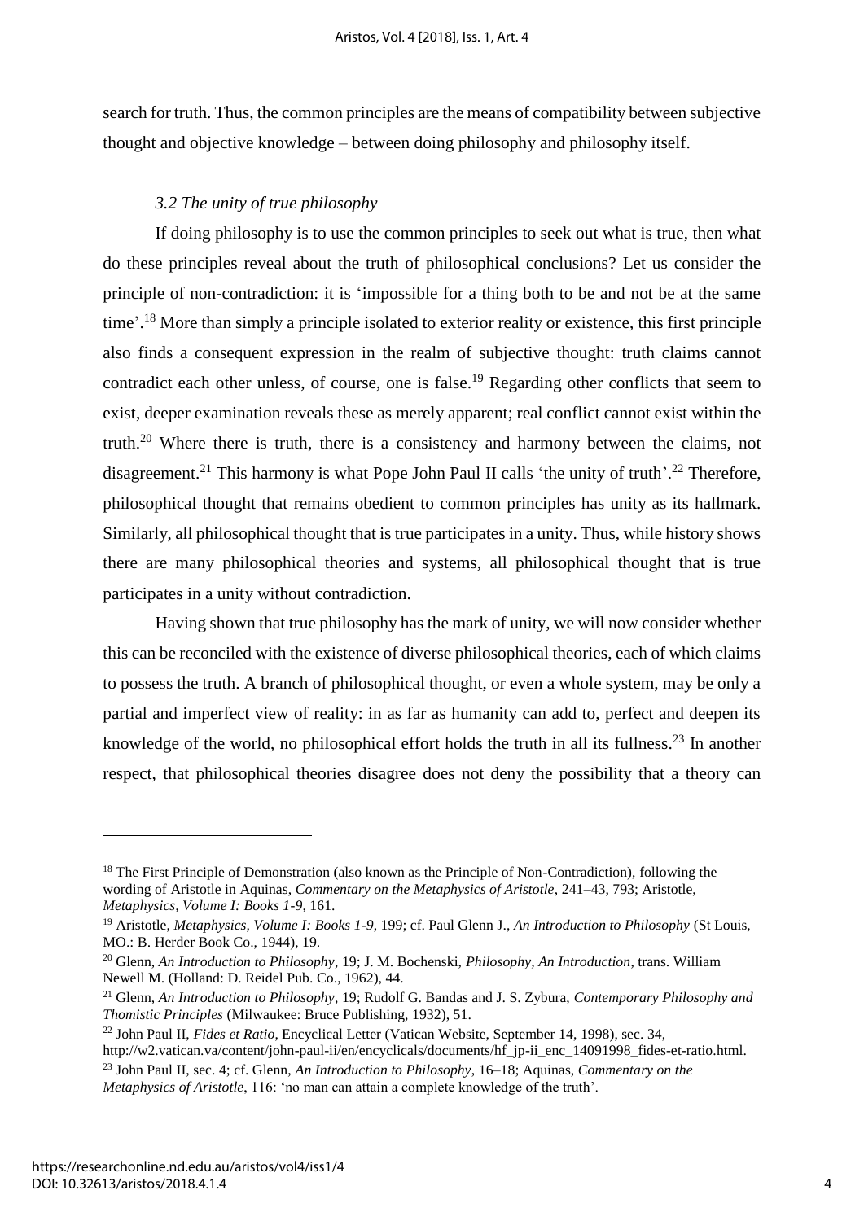search for truth. Thus, the common principles are the means of compatibility between subjective thought and objective knowledge – between doing philosophy and philosophy itself.

### *3.2 The unity of true philosophy*

If doing philosophy is to use the common principles to seek out what is true, then what do these principles reveal about the truth of philosophical conclusions? Let us consider the principle of non-contradiction: it is 'impossible for a thing both to be and not be at the same time'.[18] More than simply a principle isolated to exterior reality or existence, this first principle also finds a consequent expression in the realm of subjective thought: truth claims cannot contradict each other unless, of course, one is false.[19] Regarding other conflicts that seem to exist, deeper examination reveals these as merely apparent; real conflict cannot exist within the truth.[20] Where there is truth, there is a consistency and harmony between the claims, not disagreement.[21] This harmony is what Pope John Paul II calls 'the unity of truth'.[22] Therefore, philosophical thought that remains obedient to common principles has unity as its hallmark. Similarly, all philosophical thought that is true participates in a unity. Thus, while history shows there are many philosophical theories and systems, all philosophical thought that is true participates in a unity without contradiction.

Having shown that true philosophy has the mark of unity, we will now consider whether this can be reconciled with the existence of diverse philosophical theories, each of which claims to possess the truth. A branch of philosophical thought, or even a whole system, may be only a partial and imperfect view of reality: in as far as humanity can add to, perfect and deepen its knowledge of the world, no philosophical effort holds the truth in all its fullness.[23] In another respect, that philosophical theories disagree does not deny the possibility that a theory can

---

[18] The First Principle of Demonstration (also known as the Principle of Non-Contradiction), following the wording of Aristotle in Aquinas, *Commentary on the Metaphysics of Aristotle*, 241–43, 793; Aristotle, *Metaphysics, Volume I: Books 1-9*, 161.

[19] Aristotle, *Metaphysics, Volume I: Books 1-9*, 199; cf. Paul Glenn J., *An Introduction to Philosophy* (St Louis, MO.: B. Herder Book Co., 1944), 19.

[20] Glenn, *An Introduction to Philosophy*, 19; J. M. Bochenski, *Philosophy, An Introduction*, trans. William Newell M. (Holland: D. Reidel Pub. Co., 1962), 44.

[21] Glenn, *An Introduction to Philosophy*, 19; Rudolf G. Bandas and J. S. Zybura, *Contemporary Philosophy and Thomistic Principles* (Milwaukee: Bruce Publishing, 1932), 51.

[22] John Paul II, *Fides et Ratio*, Encyclical Letter (Vatican Website, September 14, 1998), sec. 34, http://w2.vatican.va/content/john-paul-ii/en/encyclicals/documents/hf_jp-ii_enc_14091998_fides-et-ratio.html.

[23] John Paul II, sec. 4; cf. Glenn, *An Introduction to Philosophy*, 16–18; Aquinas, *Commentary on the Metaphysics of Aristotle*, 116: 'no man can attain a complete knowledge of the truth'.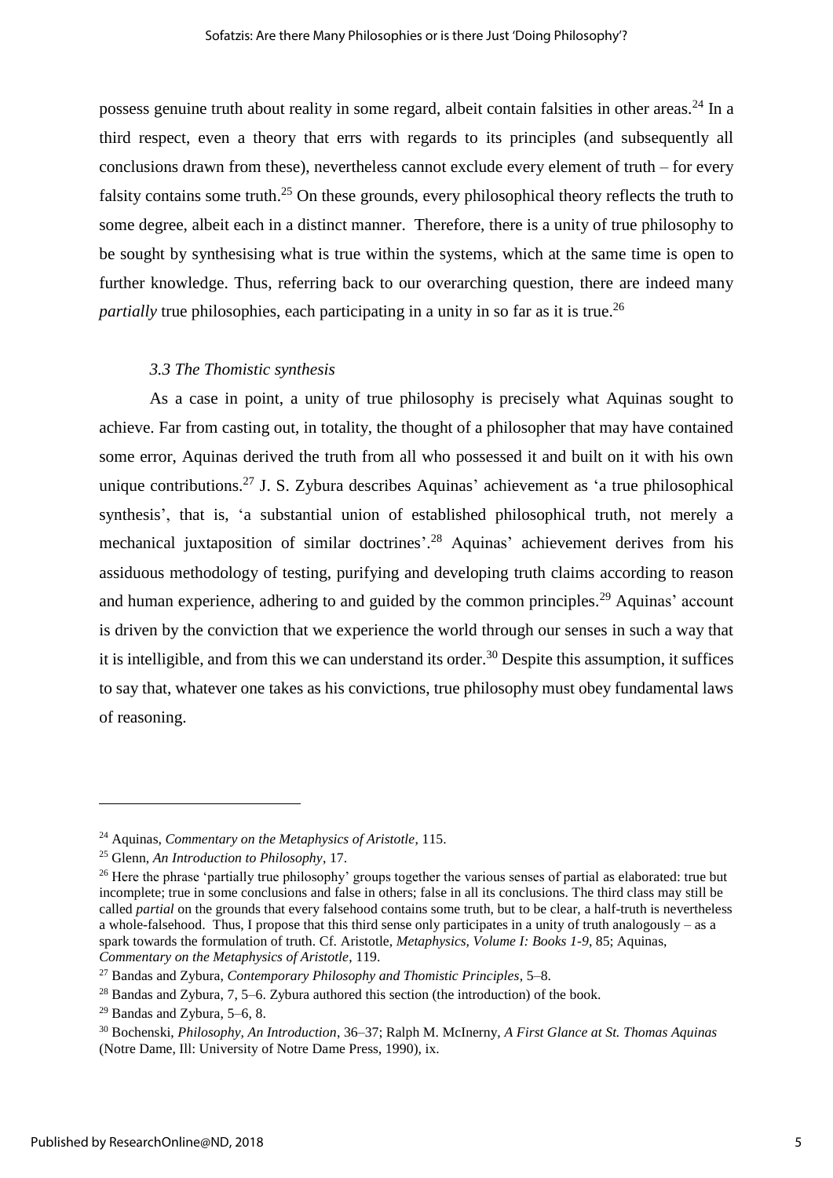possess genuine truth about reality in some regard, albeit contain falsities in other areas.[24] In a third respect, even a theory that errs with regards to its principles (and subsequently all conclusions drawn from these), nevertheless cannot exclude every element of truth – for every falsity contains some truth.[25] On these grounds, every philosophical theory reflects the truth to some degree, albeit each in a distinct manner. Therefore, there is a unity of true philosophy to be sought by synthesising what is true within the systems, which at the same time is open to further knowledge. Thus, referring back to our overarching question, there are indeed many *partially* true philosophies, each participating in a unity in so far as it is true.[26]

### *3.3 The Thomistic synthesis*

As a case in point, a unity of true philosophy is precisely what Aquinas sought to achieve. Far from casting out, in totality, the thought of a philosopher that may have contained some error, Aquinas derived the truth from all who possessed it and built on it with his own unique contributions.[27] J. S. Zybura describes Aquinas' achievement as 'a true philosophical synthesis', that is, 'a substantial union of established philosophical truth, not merely a mechanical juxtaposition of similar doctrines'.[28] Aquinas' achievement derives from his assiduous methodology of testing, purifying and developing truth claims according to reason and human experience, adhering to and guided by the common principles.[29] Aquinas' account is driven by the conviction that we experience the world through our senses in such a way that it is intelligible, and from this we can understand its order.[30] Despite this assumption, it suffices to say that, whatever one takes as his convictions, true philosophy must obey fundamental laws of reasoning.

---

[24] Aquinas, *Commentary on the Metaphysics of Aristotle*, 115.

[25] Glenn, *An Introduction to Philosophy*, 17.

[26] Here the phrase 'partially true philosophy' groups together the various senses of partial as elaborated: true but incomplete; true in some conclusions and false in others; false in all its conclusions. The third class may still be called *partial* on the grounds that every falsehood contains some truth, but to be clear, a half-truth is nevertheless a whole-falsehood. Thus, I propose that this third sense only participates in a unity of truth analogously – as a spark towards the formulation of truth. Cf. Aristotle, *Metaphysics, Volume I: Books 1-9*, 85; Aquinas, *Commentary on the Metaphysics of Aristotle*, 119.

[27] Bandas and Zybura, *Contemporary Philosophy and Thomistic Principles*, 5–8.

[28] Bandas and Zybura, 7, 5–6. Zybura authored this section (the introduction) of the book.

[29] Bandas and Zybura, 5–6, 8.

[30] Bochenski, *Philosophy, An Introduction*, 36–37; Ralph M. McInerny, *A First Glance at St. Thomas Aquinas* (Notre Dame, Ill: University of Notre Dame Press, 1990), ix.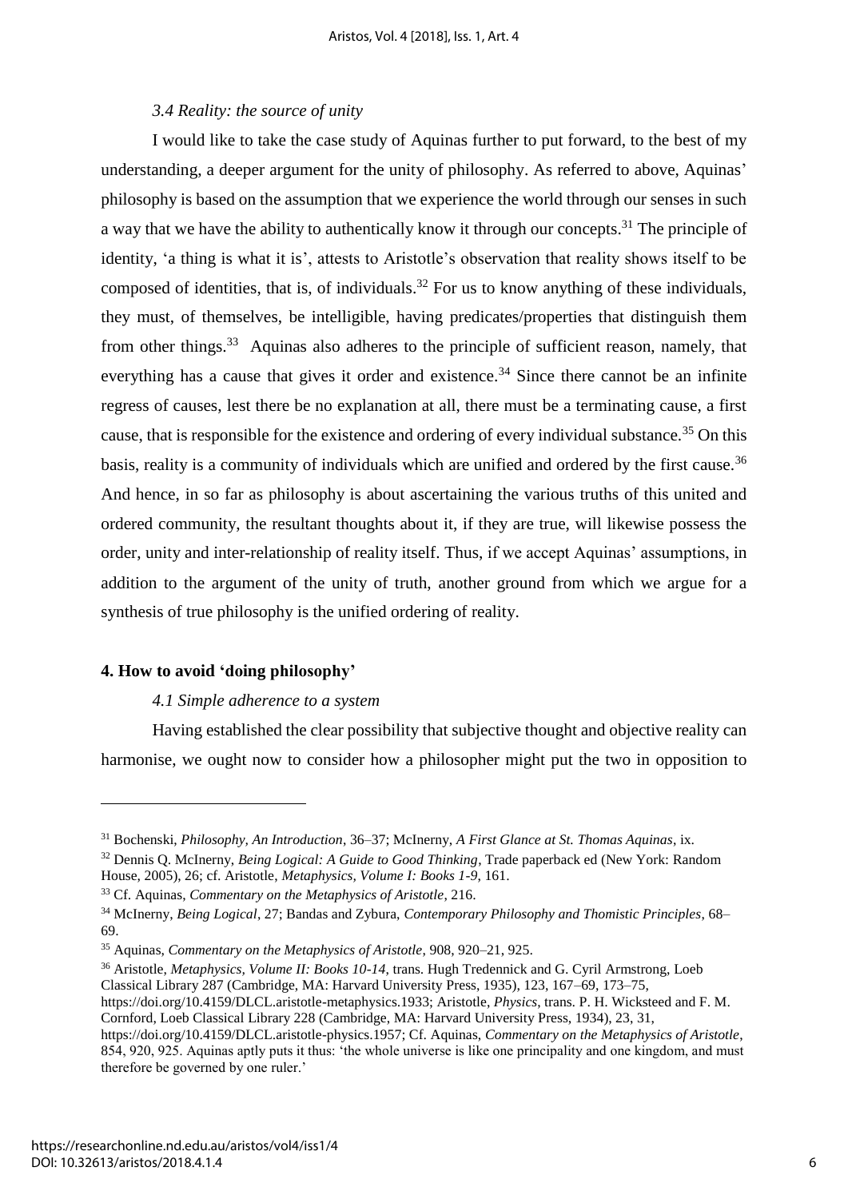### *3.4 Reality: the source of unity*

I would like to take the case study of Aquinas further to put forward, to the best of my understanding, a deeper argument for the unity of philosophy. As referred to above, Aquinas' philosophy is based on the assumption that we experience the world through our senses in such a way that we have the ability to authentically know it through our concepts.[31] The principle of identity, 'a thing is what it is', attests to Aristotle's observation that reality shows itself to be composed of identities, that is, of individuals.[32] For us to know anything of these individuals, they must, of themselves, be intelligible, having predicates/properties that distinguish them from other things.[33] Aquinas also adheres to the principle of sufficient reason, namely, that everything has a cause that gives it order and existence.[34] Since there cannot be an infinite regress of causes, lest there be no explanation at all, there must be a terminating cause, a first cause, that is responsible for the existence and ordering of every individual substance.[35] On this basis, reality is a community of individuals which are unified and ordered by the first cause.[36] And hence, in so far as philosophy is about ascertaining the various truths of this united and ordered community, the resultant thoughts about it, if they are true, will likewise possess the order, unity and inter-relationship of reality itself. Thus, if we accept Aquinas' assumptions, in addition to the argument of the unity of truth, another ground from which we argue for a synthesis of true philosophy is the unified ordering of reality.

## **4. How to avoid 'doing philosophy'**

### *4.1 Simple adherence to a system*

Having established the clear possibility that subjective thought and objective reality can harmonise, we ought now to consider how a philosopher might put the two in opposition to

---

[31] Bochenski, *Philosophy, An Introduction*, 36–37; McInerny, *A First Glance at St. Thomas Aquinas*, ix.

[32] Dennis Q. McInerny, *Being Logical: A Guide to Good Thinking*, Trade paperback ed (New York: Random House, 2005), 26; cf. Aristotle, *Metaphysics, Volume I: Books 1-9*, 161.

[33] Cf. Aquinas, *Commentary on the Metaphysics of Aristotle*, 216.

[34] McInerny, *Being Logical*, 27; Bandas and Zybura, *Contemporary Philosophy and Thomistic Principles*, 68–69.

[35] Aquinas, *Commentary on the Metaphysics of Aristotle*, 908, 920–21, 925.

[36] Aristotle, *Metaphysics, Volume II: Books 10-14*, trans. Hugh Tredennick and G. Cyril Armstrong, Loeb Classical Library 287 (Cambridge, MA: Harvard University Press, 1935), 123, 167–69, 173–75, https://doi.org/10.4159/DLCL.aristotle-metaphysics.1933; Aristotle, *Physics*, trans. P. H. Wicksteed and F. M. Cornford, Loeb Classical Library 228 (Cambridge, MA: Harvard University Press, 1934), 23, 31, https://doi.org/10.4159/DLCL.aristotle-physics.1957; Cf. Aquinas, *Commentary on the Metaphysics of Aristotle*, 854, 920, 925. Aquinas aptly puts it thus: 'the whole universe is like one principality and one kingdom, and must therefore be governed by one ruler.'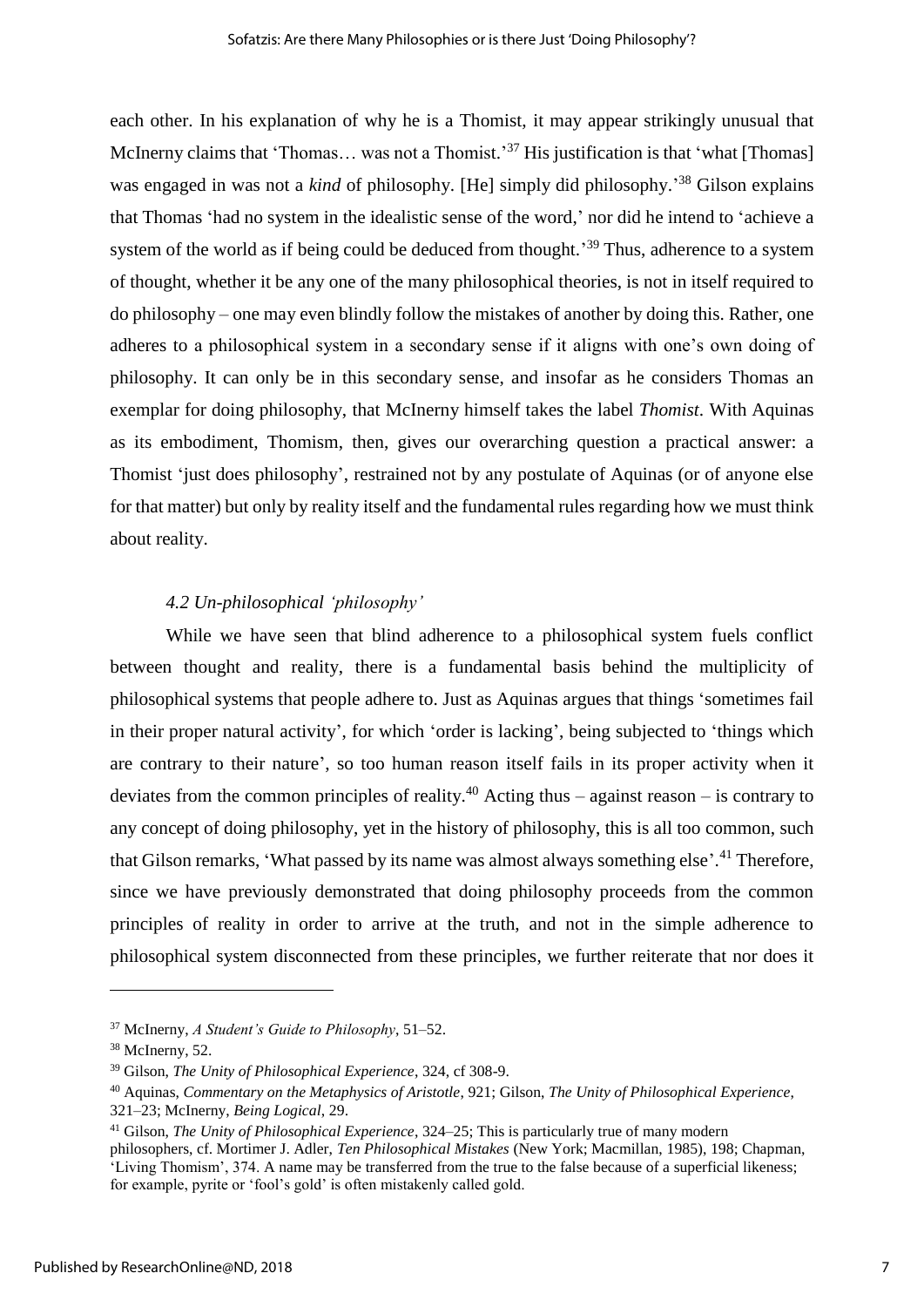each other. In his explanation of why he is a Thomist, it may appear strikingly unusual that McInerny claims that 'Thomas… was not a Thomist.'[37] His justification is that 'what [Thomas] was engaged in was not a *kind* of philosophy. [He] simply did philosophy.'[38] Gilson explains that Thomas 'had no system in the idealistic sense of the word,' nor did he intend to 'achieve a system of the world as if being could be deduced from thought.'[39] Thus, adherence to a system of thought, whether it be any one of the many philosophical theories, is not in itself required to do philosophy – one may even blindly follow the mistakes of another by doing this. Rather, one adheres to a philosophical system in a secondary sense if it aligns with one's own doing of philosophy. It can only be in this secondary sense, and insofar as he considers Thomas an exemplar for doing philosophy, that McInerny himself takes the label *Thomist*. With Aquinas as its embodiment, Thomism, then, gives our overarching question a practical answer: a Thomist 'just does philosophy', restrained not by any postulate of Aquinas (or of anyone else for that matter) but only by reality itself and the fundamental rules regarding how we must think about reality.

### *4.2 Un-philosophical 'philosophy'*

While we have seen that blind adherence to a philosophical system fuels conflict between thought and reality, there is a fundamental basis behind the multiplicity of philosophical systems that people adhere to. Just as Aquinas argues that things 'sometimes fail in their proper natural activity', for which 'order is lacking', being subjected to 'things which are contrary to their nature', so too human reason itself fails in its proper activity when it deviates from the common principles of reality.[40] Acting thus – against reason – is contrary to any concept of doing philosophy, yet in the history of philosophy, this is all too common, such that Gilson remarks, 'What passed by its name was almost always something else'.[41] Therefore, since we have previously demonstrated that doing philosophy proceeds from the common principles of reality in order to arrive at the truth, and not in the simple adherence to philosophical system disconnected from these principles, we further reiterate that nor does it

---

[37] McInerny, *A Student's Guide to Philosophy*, 51–52.

[38] McInerny, 52.

[39] Gilson, *The Unity of Philosophical Experience*, 324, cf 308-9.

[40] Aquinas, *Commentary on the Metaphysics of Aristotle*, 921; Gilson, *The Unity of Philosophical Experience*, 321–23; McInerny, *Being Logical*, 29.

[41] Gilson, *The Unity of Philosophical Experience*, 324–25; This is particularly true of many modern philosophers, cf. Mortimer J. Adler, *Ten Philosophical Mistakes* (New York; Macmillan, 1985), 198; Chapman, 'Living Thomism', 374. A name may be transferred from the true to the false because of a superficial likeness; for example, pyrite or 'fool's gold' is often mistakenly called gold.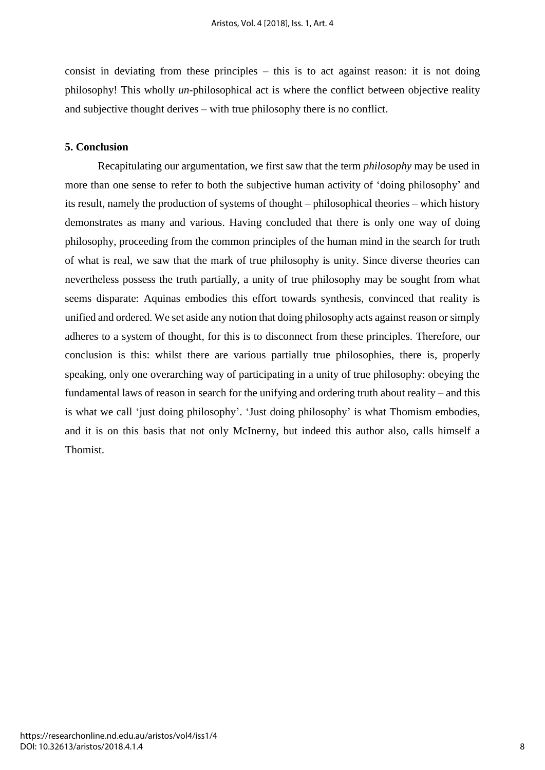consist in deviating from these principles – this is to act against reason: it is not doing philosophy! This wholly *un*-philosophical act is where the conflict between objective reality and subjective thought derives – with true philosophy there is no conflict.

## 5. Conclusion

Recapitulating our argumentation, we first saw that the term *philosophy* may be used in more than one sense to refer to both the subjective human activity of 'doing philosophy' and its result, namely the production of systems of thought – philosophical theories – which history demonstrates as many and various. Having concluded that there is only one way of doing philosophy, proceeding from the common principles of the human mind in the search for truth of what is real, we saw that the mark of true philosophy is unity. Since diverse theories can nevertheless possess the truth partially, a unity of true philosophy may be sought from what seems disparate: Aquinas embodies this effort towards synthesis, convinced that reality is unified and ordered. We set aside any notion that doing philosophy acts against reason or simply adheres to a system of thought, for this is to disconnect from these principles. Therefore, our conclusion is this: whilst there are various partially true philosophies, there is, properly speaking, only one overarching way of participating in a unity of true philosophy: obeying the fundamental laws of reason in search for the unifying and ordering truth about reality – and this is what we call 'just doing philosophy'. 'Just doing philosophy' is what Thomism embodies, and it is on this basis that not only McInerny, but indeed this author also, calls himself a Thomist.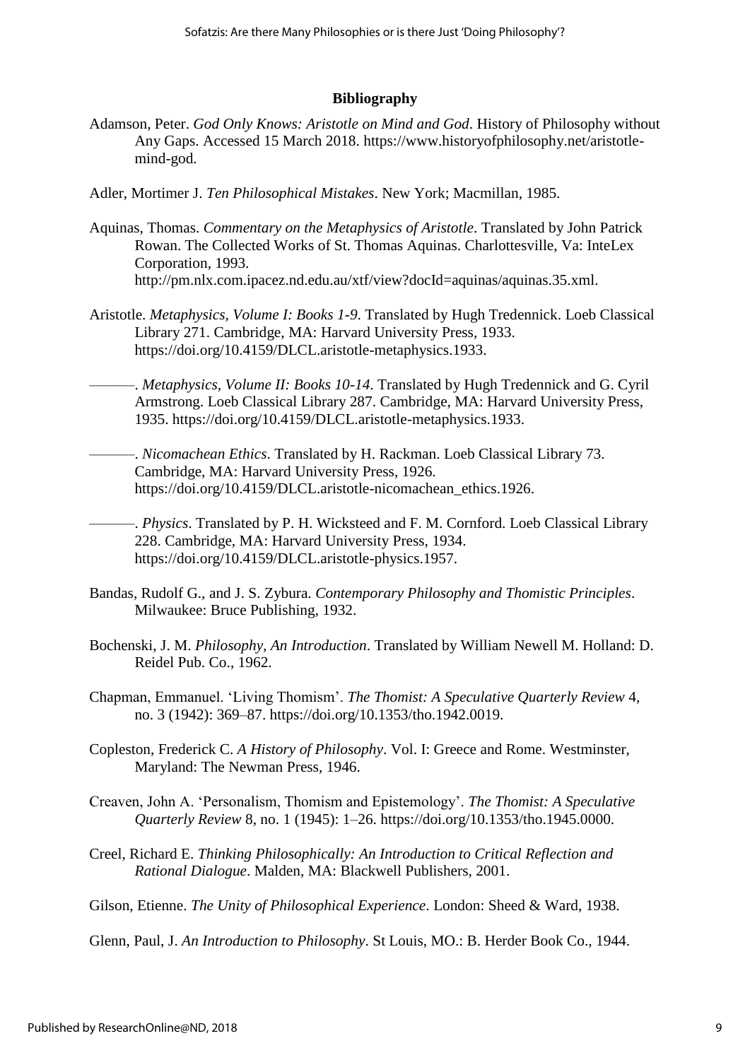**Bibliography**

Adamson, Peter. *God Only Knows: Aristotle on Mind and God*. History of Philosophy without Any Gaps. Accessed 15 March 2018. https://www.historyofphilosophy.net/aristotle-mind-god.

Adler, Mortimer J. *Ten Philosophical Mistakes*. New York; Macmillan, 1985.

Aquinas, Thomas. *Commentary on the Metaphysics of Aristotle*. Translated by John Patrick Rowan. The Collected Works of St. Thomas Aquinas. Charlottesville, Va: InteLex Corporation, 1993. http://pm.nlx.com.ipacez.nd.edu.au/xtf/view?docId=aquinas/aquinas.35.xml.

Aristotle. *Metaphysics, Volume I: Books 1-9*. Translated by Hugh Tredennick. Loeb Classical Library 271. Cambridge, MA: Harvard University Press, 1933. https://doi.org/10.4159/DLCL.aristotle-metaphysics.1933.

———. *Metaphysics, Volume II: Books 10-14*. Translated by Hugh Tredennick and G. Cyril Armstrong. Loeb Classical Library 287. Cambridge, MA: Harvard University Press, 1935. https://doi.org/10.4159/DLCL.aristotle-metaphysics.1933.

———. *Nicomachean Ethics*. Translated by H. Rackman. Loeb Classical Library 73. Cambridge, MA: Harvard University Press, 1926. https://doi.org/10.4159/DLCL.aristotle-nicomachean_ethics.1926.

———. *Physics*. Translated by P. H. Wicksteed and F. M. Cornford. Loeb Classical Library 228. Cambridge, MA: Harvard University Press, 1934. https://doi.org/10.4159/DLCL.aristotle-physics.1957.

Bandas, Rudolf G., and J. S. Zybura. *Contemporary Philosophy and Thomistic Principles*. Milwaukee: Bruce Publishing, 1932.

Bochenski, J. M. *Philosophy, An Introduction*. Translated by William Newell M. Holland: D. Reidel Pub. Co., 1962.

Chapman, Emmanuel. 'Living Thomism'. *The Thomist: A Speculative Quarterly Review* 4, no. 3 (1942): 369–87. https://doi.org/10.1353/tho.1942.0019.

Copleston, Frederick C. *A History of Philosophy*. Vol. I: Greece and Rome. Westminster, Maryland: The Newman Press, 1946.

Creaven, John A. 'Personalism, Thomism and Epistemology'. *The Thomist: A Speculative Quarterly Review* 8, no. 1 (1945): 1–26. https://doi.org/10.1353/tho.1945.0000.

Creel, Richard E. *Thinking Philosophically: An Introduction to Critical Reflection and Rational Dialogue*. Malden, MA: Blackwell Publishers, 2001.

Gilson, Etienne. *The Unity of Philosophical Experience*. London: Sheed & Ward, 1938.

Glenn, Paul, J. *An Introduction to Philosophy*. St Louis, MO.: B. Herder Book Co., 1944.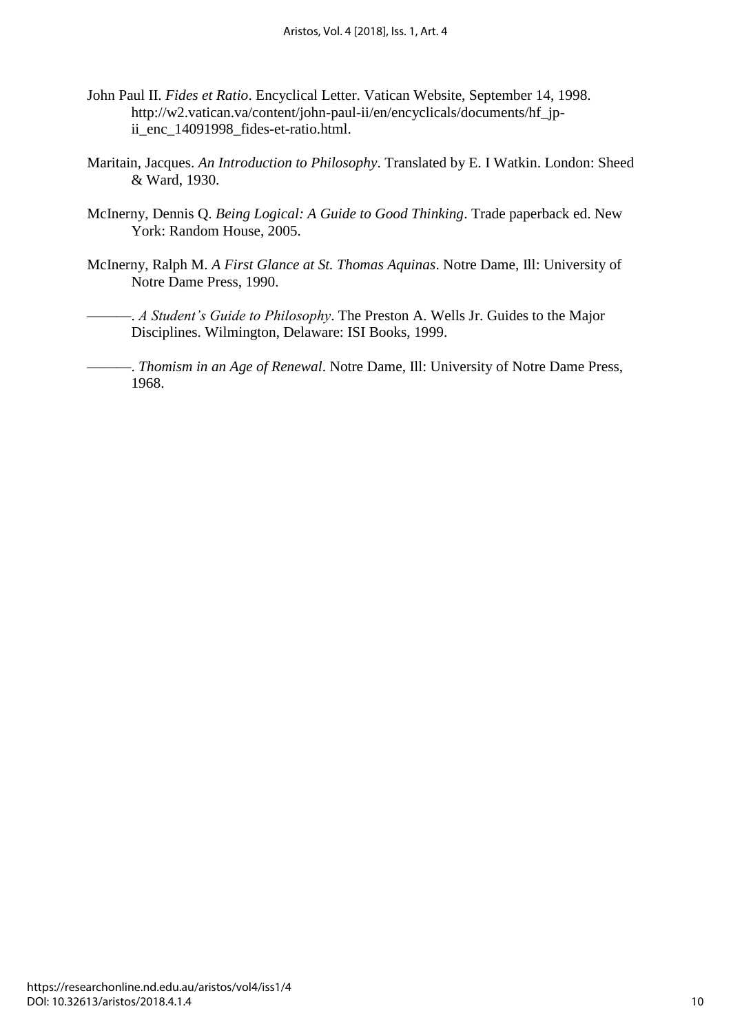John Paul II. *Fides et Ratio*. Encyclical Letter. Vatican Website, September 14, 1998. http://w2.vatican.va/content/john-paul-ii/en/encyclicals/documents/hf_jp-ii_enc_14091998_fides-et-ratio.html.

Maritain, Jacques. *An Introduction to Philosophy*. Translated by E. I Watkin. London: Sheed & Ward, 1930.

McInerny, Dennis Q. *Being Logical: A Guide to Good Thinking*. Trade paperback ed. New York: Random House, 2005.

McInerny, Ralph M. *A First Glance at St. Thomas Aquinas*. Notre Dame, Ill: University of Notre Dame Press, 1990.

———. *A Student's Guide to Philosophy*. The Preston A. Wells Jr. Guides to the Major Disciplines. Wilmington, Delaware: ISI Books, 1999.

———. *Thomism in an Age of Renewal*. Notre Dame, Ill: University of Notre Dame Press, 1968.